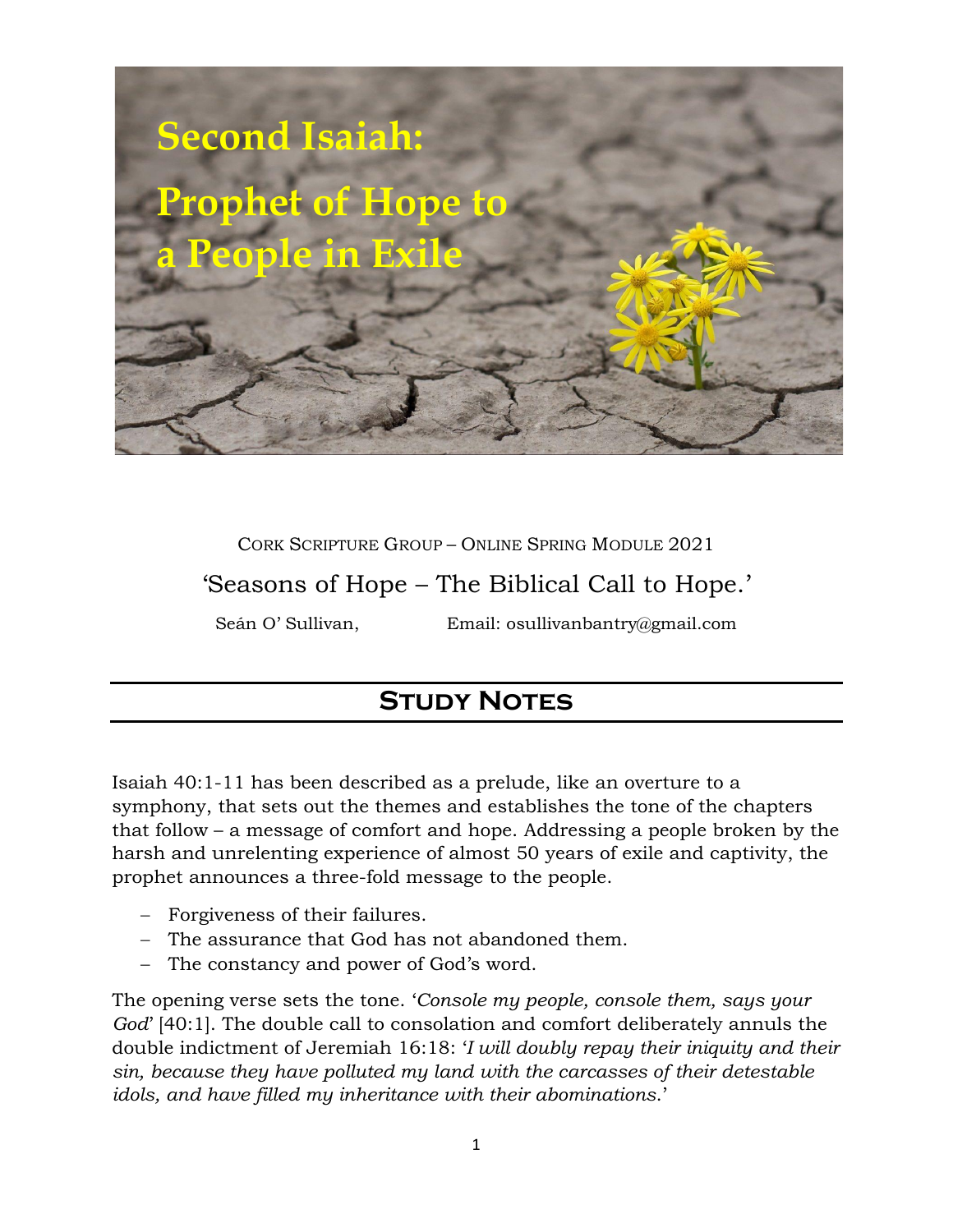# Second Isaiah: Prophet of Hope to a People in Exile

CORK SCRIPTURE GROUP – ONLINE SPRING MODULE 2021

'Seasons of Hope – The Biblical Call to Hope.'

Seán O' Sullivan, Email: osullivanbantry@gmail.com

## STUDY NOTES

Isaiah 40:1-11 has been described as a prelude, like an overture to a symphony, that sets out the themes and establishes the tone of the chapters that follow – a message of comfort and hope. Addressing a people broken by the harsh and unrelenting experience of almost 50 years of exile and captivity, the prophet announces a three-fold message to the people.

- Forgiveness of their failures.
- The assurance that God has not abandoned them.
- The constancy and power of God's word.

The opening verse sets the tone. '*Console my people, console them, says your God*' [40:1]. The double call to consolation and comfort deliberately annuls the double indictment of Jeremiah 16:18: '*I will doubly repay their iniquity and their sin, because they have polluted my land with the carcasses of their detestable idols, and have filled my inheritance with their abominations.*'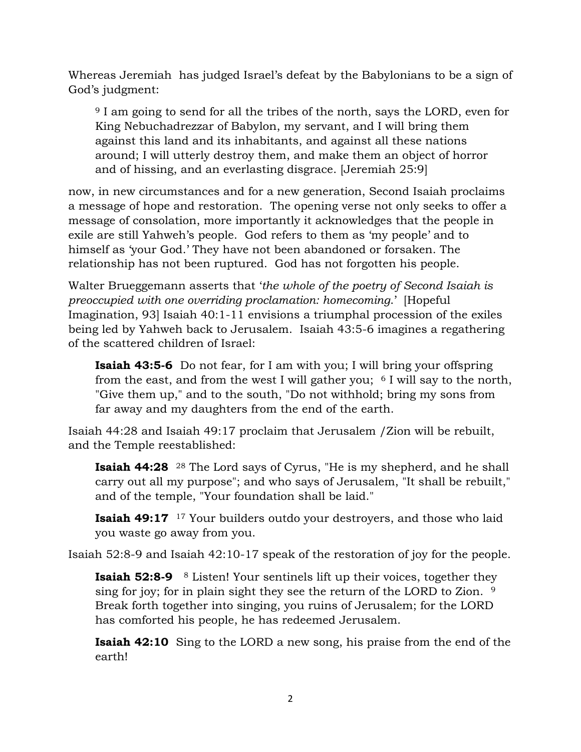Whereas Jeremiah has judged Israel's defeat by the Babylonians to be a sign of God's judgment:

> [9] I am going to send for all the tribes of the north, says the LORD, even for King Nebuchadrezzar of Babylon, my servant, and I will bring them against this land and its inhabitants, and against all these nations around; I will utterly destroy them, and make them an object of horror and of hissing, and an everlasting disgrace. [Jeremiah 25:9]

now, in new circumstances and for a new generation, Second Isaiah proclaims a message of hope and restoration. The opening verse not only seeks to offer a message of consolation, more importantly it acknowledges that the people in exile are still Yahweh's people. God refers to them as 'my people' and to himself as 'your God.' They have not been abandoned or forsaken. The relationship has not been ruptured. God has not forgotten his people.

Walter Brueggemann asserts that '*the whole of the poetry of Second Isaiah is preoccupied with one overriding proclamation: homecoming*.' [Hopeful Imagination, 93] Isaiah 40:1-11 envisions a triumphal procession of the exiles being led by Yahweh back to Jerusalem. Isaiah 43:5-6 imagines a regathering of the scattered children of Israel:

> **Isaiah 43:5-6** Do not fear, for I am with you; I will bring your offspring from the east, and from the west I will gather you; [6] I will say to the north, "Give them up," and to the south, "Do not withhold; bring my sons from far away and my daughters from the end of the earth.

Isaiah 44:28 and Isaiah 49:17 proclaim that Jerusalem /Zion will be rebuilt, and the Temple reestablished:

> **Isaiah 44:28** [28] The Lord says of Cyrus, "He is my shepherd, and he shall carry out all my purpose"; and who says of Jerusalem, "It shall be rebuilt," and of the temple, "Your foundation shall be laid."

> **Isaiah 49:17** [17] Your builders outdo your destroyers, and those who laid you waste go away from you.

Isaiah 52:8-9 and Isaiah 42:10-17 speak of the restoration of joy for the people.

> **Isaiah 52:8-9** [8] Listen! Your sentinels lift up their voices, together they sing for joy; for in plain sight they see the return of the LORD to Zion. [9] Break forth together into singing, you ruins of Jerusalem; for the LORD has comforted his people, he has redeemed Jerusalem.

> **Isaiah 42:10** Sing to the LORD a new song, his praise from the end of the earth!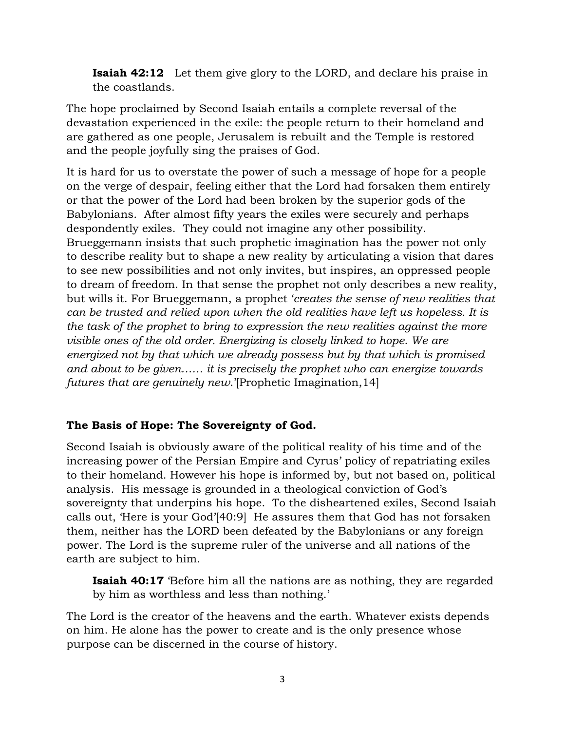**Isaiah 42:12** Let them give glory to the LORD, and declare his praise in the coastlands.

The hope proclaimed by Second Isaiah entails a complete reversal of the devastation experienced in the exile: the people return to their homeland and are gathered as one people, Jerusalem is rebuilt and the Temple is restored and the people joyfully sing the praises of God.

It is hard for us to overstate the power of such a message of hope for a people on the verge of despair, feeling either that the Lord had forsaken them entirely or that the power of the Lord had been broken by the superior gods of the Babylonians. After almost fifty years the exiles were securely and perhaps despondently exiles. They could not imagine any other possibility. Brueggemann insists that such prophetic imagination has the power not only to describe reality but to shape a new reality by articulating a vision that dares to see new possibilities and not only invites, but inspires, an oppressed people to dream of freedom. In that sense the prophet not only describes a new reality, but wills it. For Brueggemann, a prophet '*creates the sense of new realities that can be trusted and relied upon when the old realities have left us hopeless. It is the task of the prophet to bring to expression the new realities against the more visible ones of the old order. Energizing is closely linked to hope. We are energized not by that which we already possess but by that which is promised and about to be given…… it is precisely the prophet who can energize towards futures that are genuinely new.*'[Prophetic Imagination,14]

**The Basis of Hope: The Sovereignty of God.**

Second Isaiah is obviously aware of the political reality of his time and of the increasing power of the Persian Empire and Cyrus' policy of repatriating exiles to their homeland. However his hope is informed by, but not based on, political analysis. His message is grounded in a theological conviction of God's sovereignty that underpins his hope. To the disheartened exiles, Second Isaiah calls out, 'Here is your God'[40:9] He assures them that God has not forsaken them, neither has the LORD been defeated by the Babylonians or any foreign power. The Lord is the supreme ruler of the universe and all nations of the earth are subject to him.

**Isaiah 40:17** 'Before him all the nations are as nothing, they are regarded by him as worthless and less than nothing.'

The Lord is the creator of the heavens and the earth. Whatever exists depends on him. He alone has the power to create and is the only presence whose purpose can be discerned in the course of history.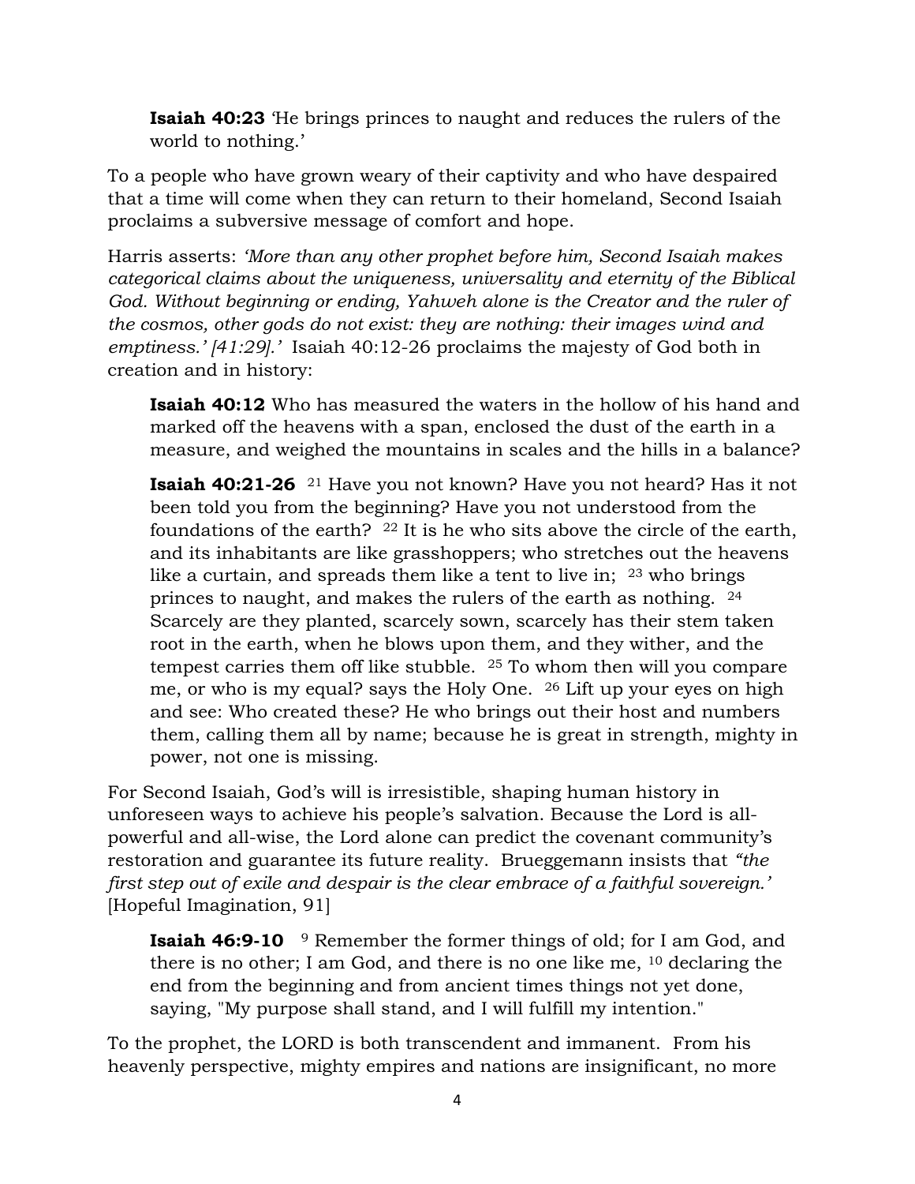> **Isaiah 40:23** 'He brings princes to naught and reduces the rulers of the world to nothing.'

To a people who have grown weary of their captivity and who have despaired that a time will come when they can return to their homeland, Second Isaiah proclaims a subversive message of comfort and hope.

Harris asserts: *'More than any other prophet before him, Second Isaiah makes categorical claims about the uniqueness, universality and eternity of the Biblical God. Without beginning or ending, Yahweh alone is the Creator and the ruler of the cosmos, other gods do not exist: they are nothing: their images wind and emptiness.' [41:29].'* Isaiah 40:12-26 proclaims the majesty of God both in creation and in history:

> **Isaiah 40:12** Who has measured the waters in the hollow of his hand and marked off the heavens with a span, enclosed the dust of the earth in a measure, and weighed the mountains in scales and the hills in a balance?

> **Isaiah 40:21-26** [21] Have you not known? Have you not heard? Has it not been told you from the beginning? Have you not understood from the foundations of the earth? [22] It is he who sits above the circle of the earth, and its inhabitants are like grasshoppers; who stretches out the heavens like a curtain, and spreads them like a tent to live in; [23] who brings princes to naught, and makes the rulers of the earth as nothing. [24] Scarcely are they planted, scarcely sown, scarcely has their stem taken root in the earth, when he blows upon them, and they wither, and the tempest carries them off like stubble. [25] To whom then will you compare me, or who is my equal? says the Holy One. [26] Lift up your eyes on high and see: Who created these? He who brings out their host and numbers them, calling them all by name; because he is great in strength, mighty in power, not one is missing.

For Second Isaiah, God's will is irresistible, shaping human history in unforeseen ways to achieve his people's salvation. Because the Lord is all-powerful and all-wise, the Lord alone can predict the covenant community's restoration and guarantee its future reality. Brueggemann insists that *"the first step out of exile and despair is the clear embrace of a faithful sovereign.'* [Hopeful Imagination, 91]

> **Isaiah 46:9-10** [9] Remember the former things of old; for I am God, and there is no other; I am God, and there is no one like me, [10] declaring the end from the beginning and from ancient times things not yet done, saying, "My purpose shall stand, and I will fulfill my intention."

To the prophet, the LORD is both transcendent and immanent. From his heavenly perspective, mighty empires and nations are insignificant, no more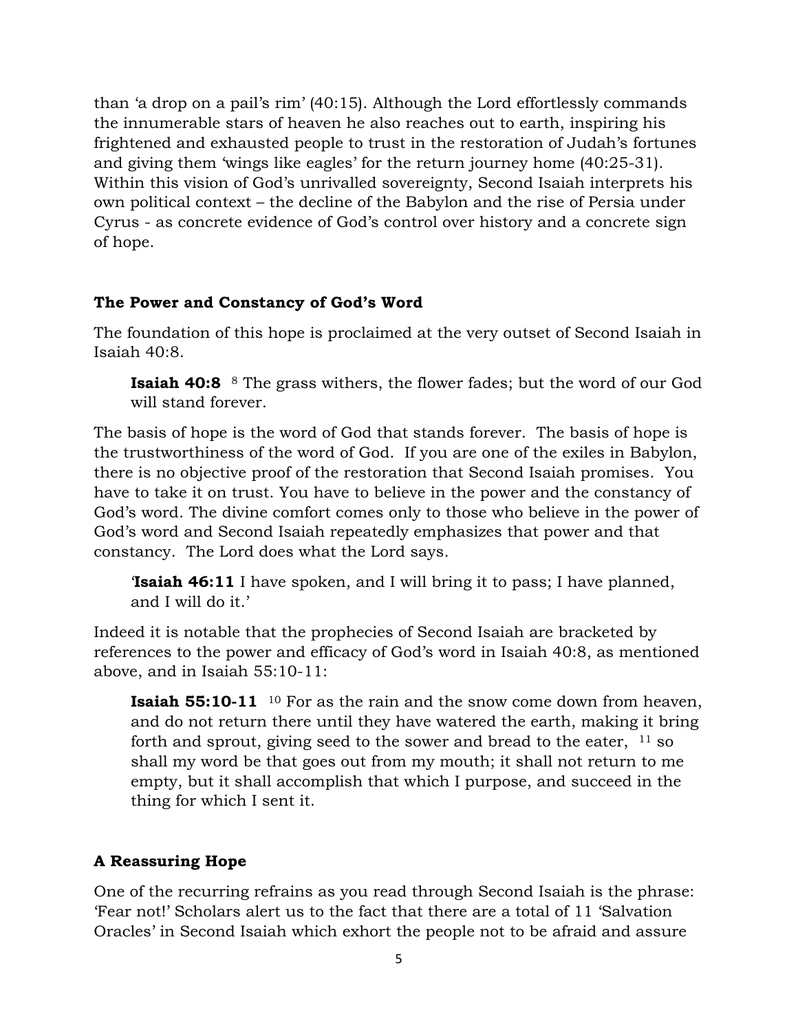than 'a drop on a pail's rim' (40:15). Although the Lord effortlessly commands the innumerable stars of heaven he also reaches out to earth, inspiring his frightened and exhausted people to trust in the restoration of Judah's fortunes and giving them 'wings like eagles' for the return journey home (40:25-31). Within this vision of God's unrivalled sovereignty, Second Isaiah interprets his own political context – the decline of the Babylon and the rise of Persia under Cyrus - as concrete evidence of God's control over history and a concrete sign of hope.

### The Power and Constancy of God's Word

The foundation of this hope is proclaimed at the very outset of Second Isaiah in Isaiah 40:8.

> **Isaiah 40:8** [8] The grass withers, the flower fades; but the word of our God will stand forever.

The basis of hope is the word of God that stands forever. The basis of hope is the trustworthiness of the word of God. If you are one of the exiles in Babylon, there is no objective proof of the restoration that Second Isaiah promises. You have to take it on trust. You have to believe in the power and the constancy of God's word. The divine comfort comes only to those who believe in the power of God's word and Second Isaiah repeatedly emphasizes that power and that constancy. The Lord does what the Lord says.

> '**Isaiah 46:11** I have spoken, and I will bring it to pass; I have planned, and I will do it.'

Indeed it is notable that the prophecies of Second Isaiah are bracketed by references to the power and efficacy of God's word in Isaiah 40:8, as mentioned above, and in Isaiah 55:10-11:

> **Isaiah 55:10-11** [10] For as the rain and the snow come down from heaven, and do not return there until they have watered the earth, making it bring forth and sprout, giving seed to the sower and bread to the eater, [11] so shall my word be that goes out from my mouth; it shall not return to me empty, but it shall accomplish that which I purpose, and succeed in the thing for which I sent it.

### A Reassuring Hope

One of the recurring refrains as you read through Second Isaiah is the phrase: 'Fear not!' Scholars alert us to the fact that there are a total of 11 'Salvation Oracles' in Second Isaiah which exhort the people not to be afraid and assure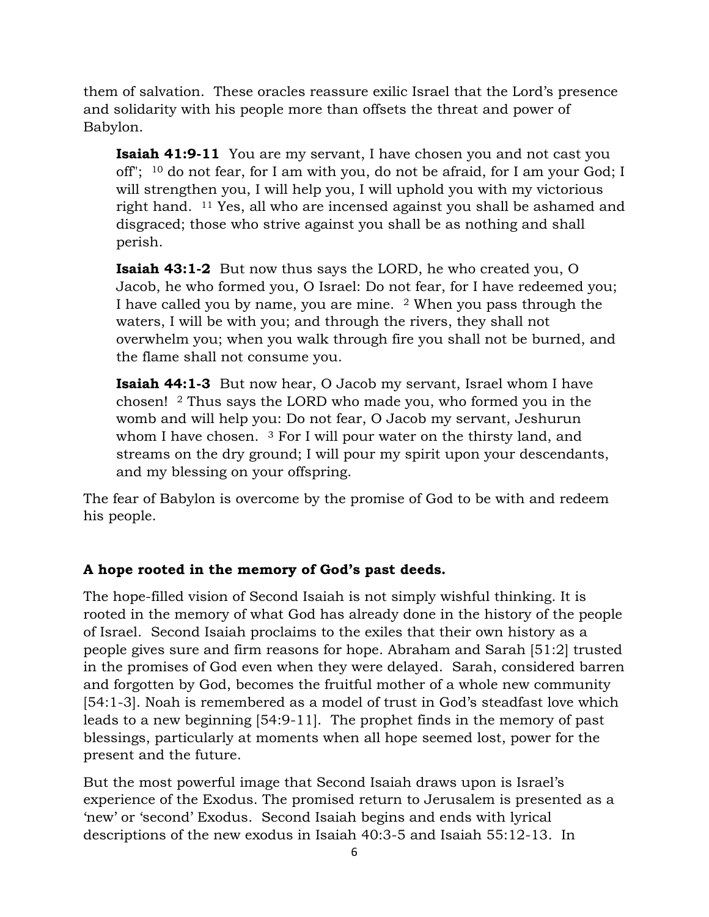them of salvation. These oracles reassure exilic Israel that the Lord's presence and solidarity with his people more than offsets the threat and power of Babylon.

> **Isaiah 41:9-11** You are my servant, I have chosen you and not cast you off"; [10] do not fear, for I am with you, do not be afraid, for I am your God; I will strengthen you, I will help you, I will uphold you with my victorious right hand. [11] Yes, all who are incensed against you shall be ashamed and disgraced; those who strive against you shall be as nothing and shall perish.

> **Isaiah 43:1-2** But now thus says the LORD, he who created you, O Jacob, he who formed you, O Israel: Do not fear, for I have redeemed you; I have called you by name, you are mine. [2] When you pass through the waters, I will be with you; and through the rivers, they shall not overwhelm you; when you walk through fire you shall not be burned, and the flame shall not consume you.

> **Isaiah 44:1-3** But now hear, O Jacob my servant, Israel whom I have chosen! [2] Thus says the LORD who made you, who formed you in the womb and will help you: Do not fear, O Jacob my servant, Jeshurun whom I have chosen. [3] For I will pour water on the thirsty land, and streams on the dry ground; I will pour my spirit upon your descendants, and my blessing on your offspring.

The fear of Babylon is overcome by the promise of God to be with and redeem his people.

**A hope rooted in the memory of God's past deeds.**

The hope-filled vision of Second Isaiah is not simply wishful thinking. It is rooted in the memory of what God has already done in the history of the people of Israel. Second Isaiah proclaims to the exiles that their own history as a people gives sure and firm reasons for hope. Abraham and Sarah [51:2] trusted in the promises of God even when they were delayed. Sarah, considered barren and forgotten by God, becomes the fruitful mother of a whole new community [54:1-3]. Noah is remembered as a model of trust in God's steadfast love which leads to a new beginning [54:9-11]. The prophet finds in the memory of past blessings, particularly at moments when all hope seemed lost, power for the present and the future.

But the most powerful image that Second Isaiah draws upon is Israel's experience of the Exodus. The promised return to Jerusalem is presented as a 'new' or 'second' Exodus. Second Isaiah begins and ends with lyrical descriptions of the new exodus in Isaiah 40:3-5 and Isaiah 55:12-13. In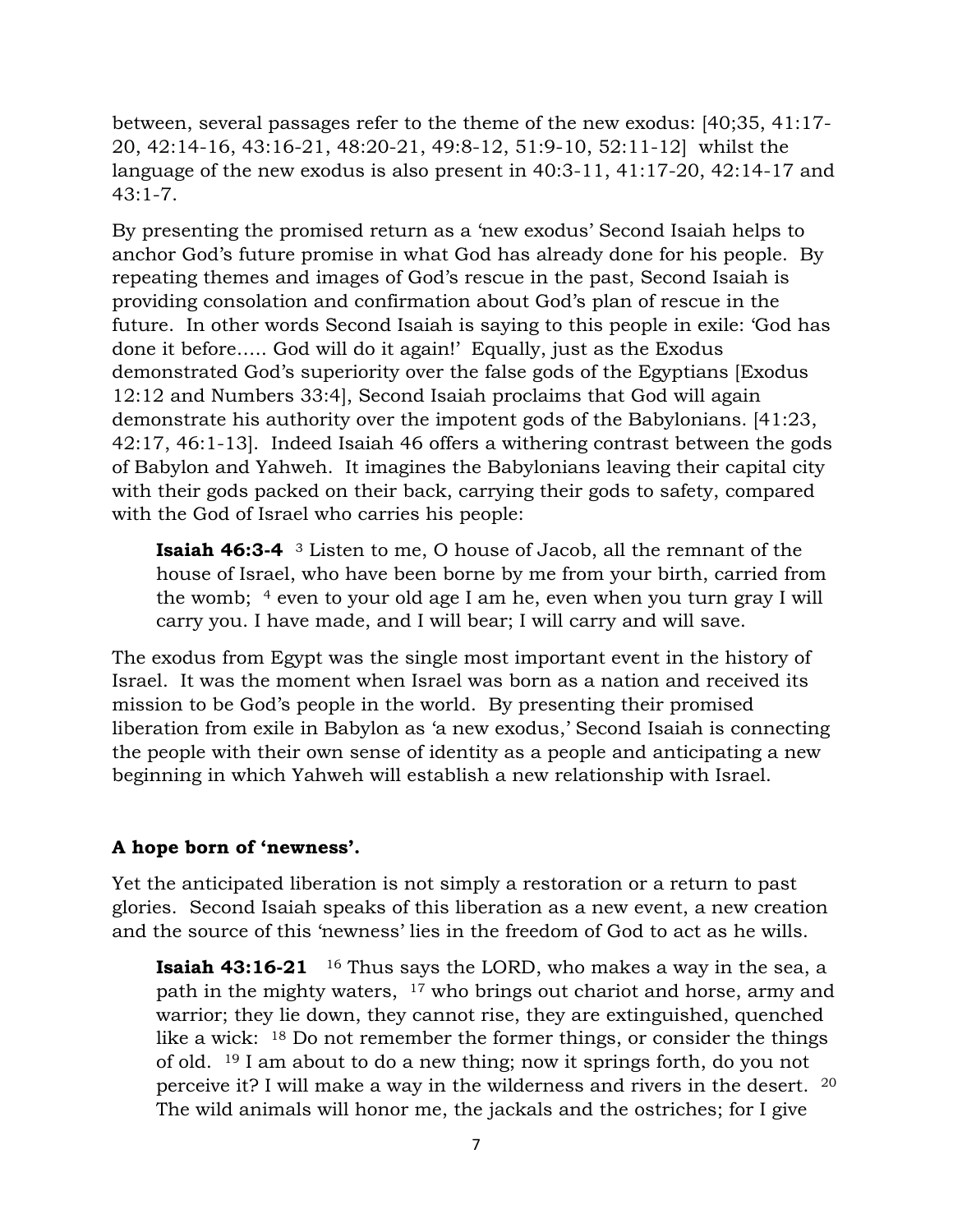between, several passages refer to the theme of the new exodus: [40;35, 41:17-20, 42:14-16, 43:16-21, 48:20-21, 49:8-12, 51:9-10, 52:11-12] whilst the language of the new exodus is also present in 40:3-11, 41:17-20, 42:14-17 and 43:1-7.

By presenting the promised return as a 'new exodus' Second Isaiah helps to anchor God's future promise in what God has already done for his people. By repeating themes and images of God's rescue in the past, Second Isaiah is providing consolation and confirmation about God's plan of rescue in the future. In other words Second Isaiah is saying to this people in exile: 'God has done it before….. God will do it again!' Equally, just as the Exodus demonstrated God's superiority over the false gods of the Egyptians [Exodus 12:12 and Numbers 33:4], Second Isaiah proclaims that God will again demonstrate his authority over the impotent gods of the Babylonians. [41:23, 42:17, 46:1-13]. Indeed Isaiah 46 offers a withering contrast between the gods of Babylon and Yahweh. It imagines the Babylonians leaving their capital city with their gods packed on their back, carrying their gods to safety, compared with the God of Israel who carries his people:

> **Isaiah 46:3-4** [3] Listen to me, O house of Jacob, all the remnant of the house of Israel, who have been borne by me from your birth, carried from the womb; [4] even to your old age I am he, even when you turn gray I will carry you. I have made, and I will bear; I will carry and will save.

The exodus from Egypt was the single most important event in the history of Israel. It was the moment when Israel was born as a nation and received its mission to be God's people in the world. By presenting their promised liberation from exile in Babylon as 'a new exodus,' Second Isaiah is connecting the people with their own sense of identity as a people and anticipating a new beginning in which Yahweh will establish a new relationship with Israel.

**A hope born of 'newness'.**

Yet the anticipated liberation is not simply a restoration or a return to past glories. Second Isaiah speaks of this liberation as a new event, a new creation and the source of this 'newness' lies in the freedom of God to act as he wills.

> **Isaiah 43:16-21** [16] Thus says the LORD, who makes a way in the sea, a path in the mighty waters, [17] who brings out chariot and horse, army and warrior; they lie down, they cannot rise, they are extinguished, quenched like a wick: [18] Do not remember the former things, or consider the things of old. [19] I am about to do a new thing; now it springs forth, do you not perceive it? I will make a way in the wilderness and rivers in the desert. [20] The wild animals will honor me, the jackals and the ostriches; for I give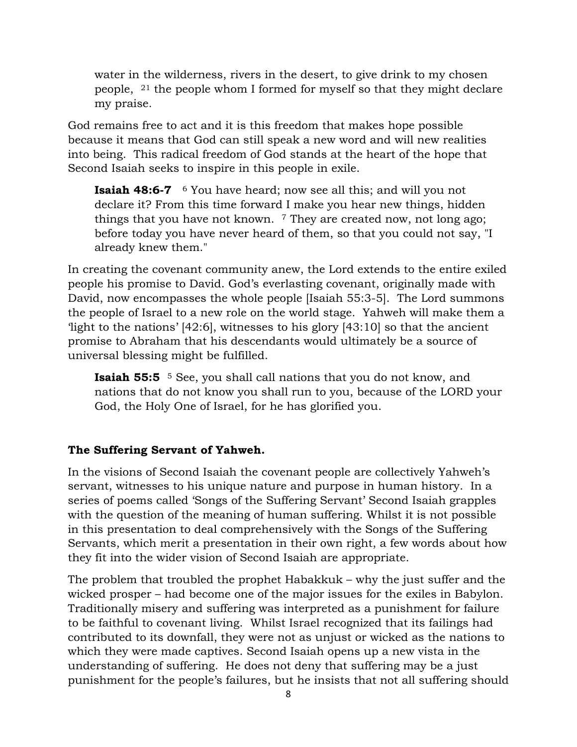water in the wilderness, rivers in the desert, to give drink to my chosen people, [21] the people whom I formed for myself so that they might declare my praise.

God remains free to act and it is this freedom that makes hope possible because it means that God can still speak a new word and will new realities into being. This radical freedom of God stands at the heart of the hope that Second Isaiah seeks to inspire in this people in exile.

> **Isaiah 48:6-7** [6] You have heard; now see all this; and will you not declare it? From this time forward I make you hear new things, hidden things that you have not known. [7] They are created now, not long ago; before today you have never heard of them, so that you could not say, "I already knew them."

In creating the covenant community anew, the Lord extends to the entire exiled people his promise to David. God's everlasting covenant, originally made with David, now encompasses the whole people [Isaiah 55:3-5]. The Lord summons the people of Israel to a new role on the world stage. Yahweh will make them a 'light to the nations' [42:6], witnesses to his glory [43:10] so that the ancient promise to Abraham that his descendants would ultimately be a source of universal blessing might be fulfilled.

> **Isaiah 55:5** [5] See, you shall call nations that you do not know, and nations that do not know you shall run to you, because of the LORD your God, the Holy One of Israel, for he has glorified you.

**The Suffering Servant of Yahweh.**

In the visions of Second Isaiah the covenant people are collectively Yahweh's servant, witnesses to his unique nature and purpose in human history. In a series of poems called 'Songs of the Suffering Servant' Second Isaiah grapples with the question of the meaning of human suffering. Whilst it is not possible in this presentation to deal comprehensively with the Songs of the Suffering Servants, which merit a presentation in their own right, a few words about how they fit into the wider vision of Second Isaiah are appropriate.

The problem that troubled the prophet Habakkuk – why the just suffer and the wicked prosper – had become one of the major issues for the exiles in Babylon. Traditionally misery and suffering was interpreted as a punishment for failure to be faithful to covenant living. Whilst Israel recognized that its failings had contributed to its downfall, they were not as unjust or wicked as the nations to which they were made captives. Second Isaiah opens up a new vista in the understanding of suffering. He does not deny that suffering may be a just punishment for the people's failures, but he insists that not all suffering should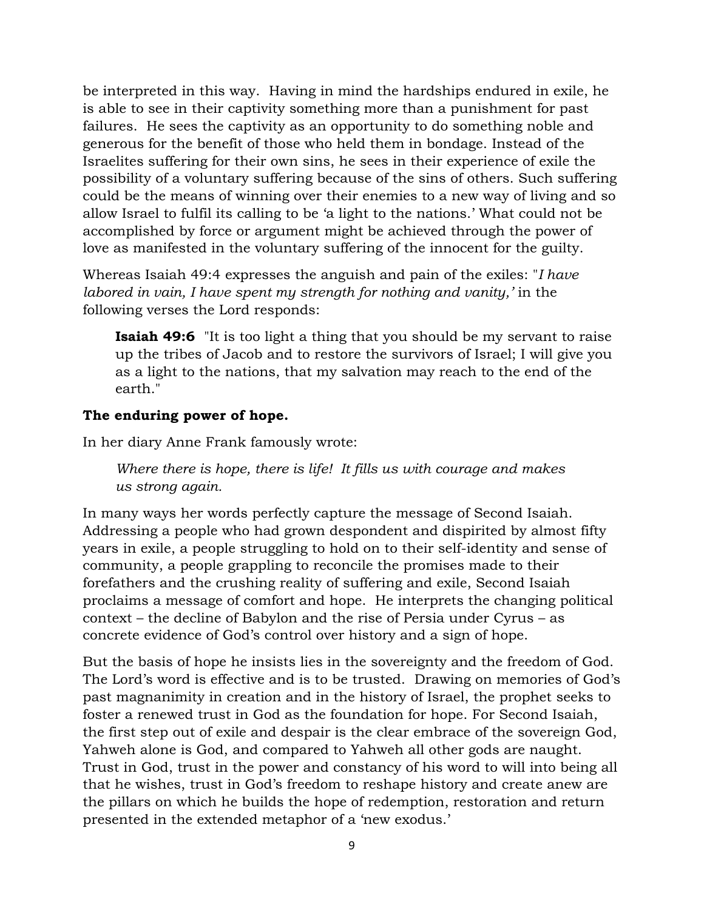be interpreted in this way. Having in mind the hardships endured in exile, he is able to see in their captivity something more than a punishment for past failures. He sees the captivity as an opportunity to do something noble and generous for the benefit of those who held them in bondage. Instead of the Israelites suffering for their own sins, he sees in their experience of exile the possibility of a voluntary suffering because of the sins of others. Such suffering could be the means of winning over their enemies to a new way of living and so allow Israel to fulfil its calling to be 'a light to the nations.' What could not be accomplished by force or argument might be achieved through the power of love as manifested in the voluntary suffering of the innocent for the guilty.

Whereas Isaiah 49:4 expresses the anguish and pain of the exiles: "*I have labored in vain, I have spent my strength for nothing and vanity,'* in the following verses the Lord responds:

> **Isaiah 49:6** "It is too light a thing that you should be my servant to raise up the tribes of Jacob and to restore the survivors of Israel; I will give you as a light to the nations, that my salvation may reach to the end of the earth."

**The enduring power of hope.**

In her diary Anne Frank famously wrote:

> *Where there is hope, there is life! It fills us with courage and makes us strong again.*

In many ways her words perfectly capture the message of Second Isaiah. Addressing a people who had grown despondent and dispirited by almost fifty years in exile, a people struggling to hold on to their self-identity and sense of community, a people grappling to reconcile the promises made to their forefathers and the crushing reality of suffering and exile, Second Isaiah proclaims a message of comfort and hope. He interprets the changing political context – the decline of Babylon and the rise of Persia under Cyrus – as concrete evidence of God's control over history and a sign of hope.

But the basis of hope he insists lies in the sovereignty and the freedom of God. The Lord's word is effective and is to be trusted. Drawing on memories of God's past magnanimity in creation and in the history of Israel, the prophet seeks to foster a renewed trust in God as the foundation for hope. For Second Isaiah, the first step out of exile and despair is the clear embrace of the sovereign God, Yahweh alone is God, and compared to Yahweh all other gods are naught. Trust in God, trust in the power and constancy of his word to will into being all that he wishes, trust in God's freedom to reshape history and create anew are the pillars on which he builds the hope of redemption, restoration and return presented in the extended metaphor of a 'new exodus.'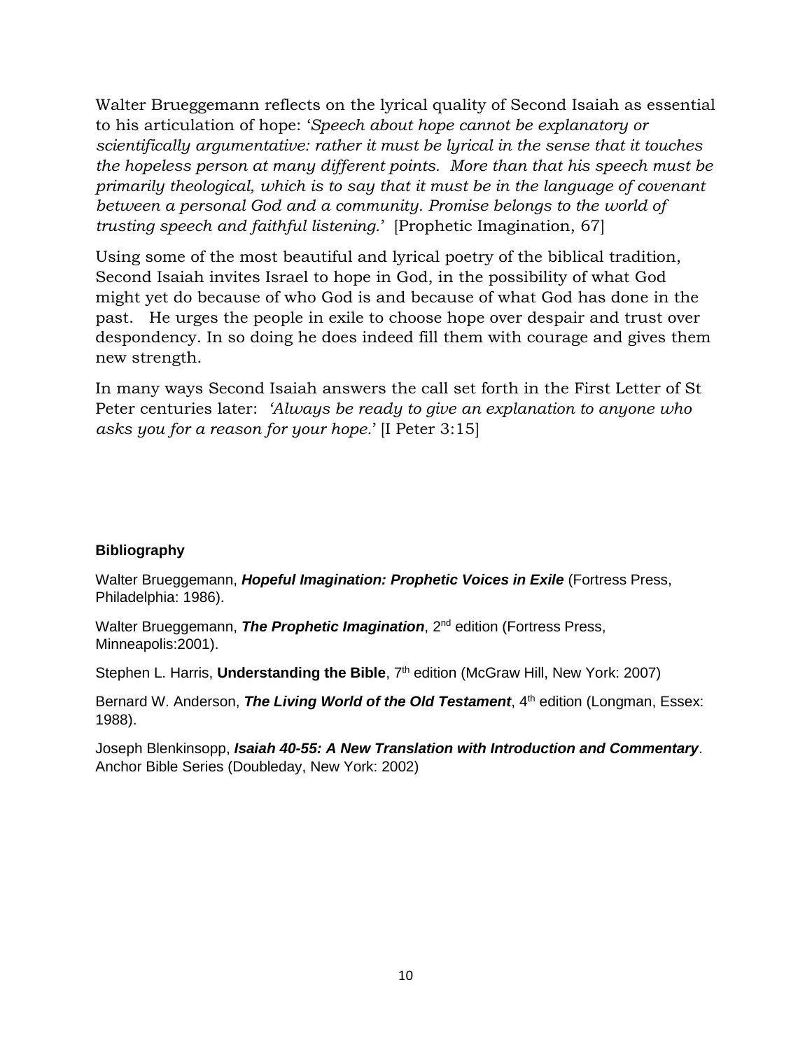Walter Brueggemann reflects on the lyrical quality of Second Isaiah as essential to his articulation of hope: '*Speech about hope cannot be explanatory or scientifically argumentative: rather it must be lyrical in the sense that it touches the hopeless person at many different points. More than that his speech must be primarily theological, which is to say that it must be in the language of covenant between a personal God and a community. Promise belongs to the world of trusting speech and faithful listening.*' [Prophetic Imagination, 67]

Using some of the most beautiful and lyrical poetry of the biblical tradition, Second Isaiah invites Israel to hope in God, in the possibility of what God might yet do because of who God is and because of what God has done in the past. He urges the people in exile to choose hope over despair and trust over despondency. In so doing he does indeed fill them with courage and gives them new strength.

In many ways Second Isaiah answers the call set forth in the First Letter of St Peter centuries later: *'Always be ready to give an explanation to anyone who asks you for a reason for your hope.*' [I Peter 3:15]

**Bibliography**

Walter Brueggemann, ***Hopeful Imagination: Prophetic Voices in Exile*** (Fortress Press, Philadelphia: 1986).

Walter Brueggemann, ***The Prophetic Imagination***, 2nd edition (Fortress Press, Minneapolis:2001).

Stephen L. Harris, **Understanding the Bible**, 7th edition (McGraw Hill, New York: 2007)

Bernard W. Anderson, ***The Living World of the Old Testament***, 4th edition (Longman, Essex: 1988).

Joseph Blenkinsopp, ***Isaiah 40-55: A New Translation with Introduction and Commentary***. Anchor Bible Series (Doubleday, New York: 2002)